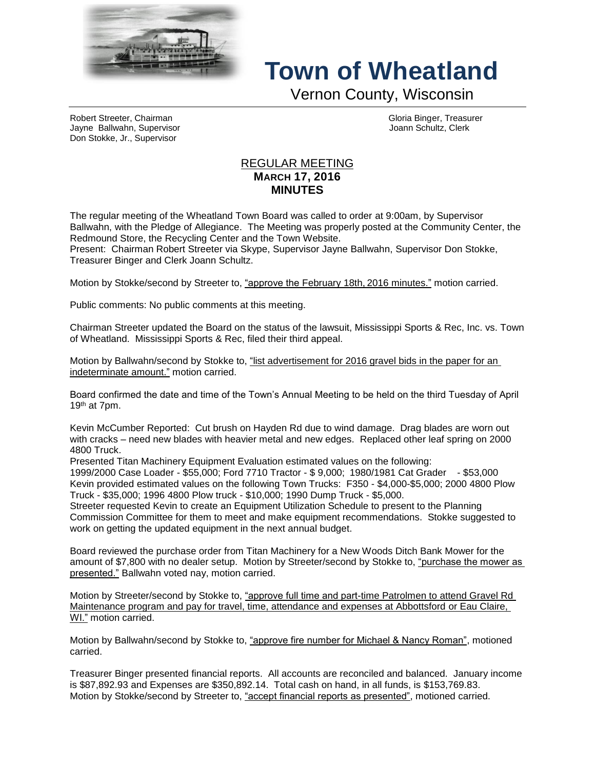# Town of Wheatland

Vernon County, Wisconsin

Robert Streeter, Chairman
Jayne Ballwahn, Supervisor
Don Stokke, Jr., Supervisor

Gloria Binger, Treasurer
Joann Schultz, Clerk

## REGULAR MEETING
## MARCH 17, 2016
## MINUTES

The regular meeting of the Wheatland Town Board was called to order at 9:00am, by Supervisor Ballwahn, with the Pledge of Allegiance. The Meeting was properly posted at the Community Center, the Redmound Store, the Recycling Center and the Town Website.
Present: Chairman Robert Streeter via Skype, Supervisor Jayne Ballwahn, Supervisor Don Stokke, Treasurer Binger and Clerk Joann Schultz.

Motion by Stokke/second by Streeter to, "approve the February 18th, 2016 minutes." motion carried.

Public comments: No public comments at this meeting.

Chairman Streeter updated the Board on the status of the lawsuit, Mississippi Sports & Rec, Inc. vs. Town of Wheatland. Mississippi Sports & Rec, filed their third appeal.

Motion by Ballwahn/second by Stokke to, "list advertisement for 2016 gravel bids in the paper for an indeterminate amount." motion carried.

Board confirmed the date and time of the Town's Annual Meeting to be held on the third Tuesday of April 19th at 7pm.

Kevin McCumber Reported: Cut brush on Hayden Rd due to wind damage. Drag blades are worn out with cracks – need new blades with heavier metal and new edges. Replaced other leaf spring on 2000 4800 Truck.
Presented Titan Machinery Equipment Evaluation estimated values on the following:
1999/2000 Case Loader - $55,000; Ford 7710 Tractor - $ 9,000; 1980/1981 Cat Grader - $53,000
Kevin provided estimated values on the following Town Trucks: F350 - $4,000-$5,000; 2000 4800 Plow Truck - $35,000; 1996 4800 Plow truck - $10,000; 1990 Dump Truck - $5,000.
Streeter requested Kevin to create an Equipment Utilization Schedule to present to the Planning Commission Committee for them to meet and make equipment recommendations. Stokke suggested to work on getting the updated equipment in the next annual budget.

Board reviewed the purchase order from Titan Machinery for a New Woods Ditch Bank Mower for the amount of $7,800 with no dealer setup. Motion by Streeter/second by Stokke to, "purchase the mower as presented." Ballwahn voted nay, motion carried.

Motion by Streeter/second by Stokke to, "approve full time and part-time Patrolmen to attend Gravel Rd Maintenance program and pay for travel, time, attendance and expenses at Abbottsford or Eau Claire, WI." motion carried.

Motion by Ballwahn/second by Stokke to, "approve fire number for Michael & Nancy Roman", motioned carried.

Treasurer Binger presented financial reports. All accounts are reconciled and balanced. January income is $87,892.93 and Expenses are $350,892.14. Total cash on hand, in all funds, is $153,769.83.
Motion by Stokke/second by Streeter to, "accept financial reports as presented", motioned carried.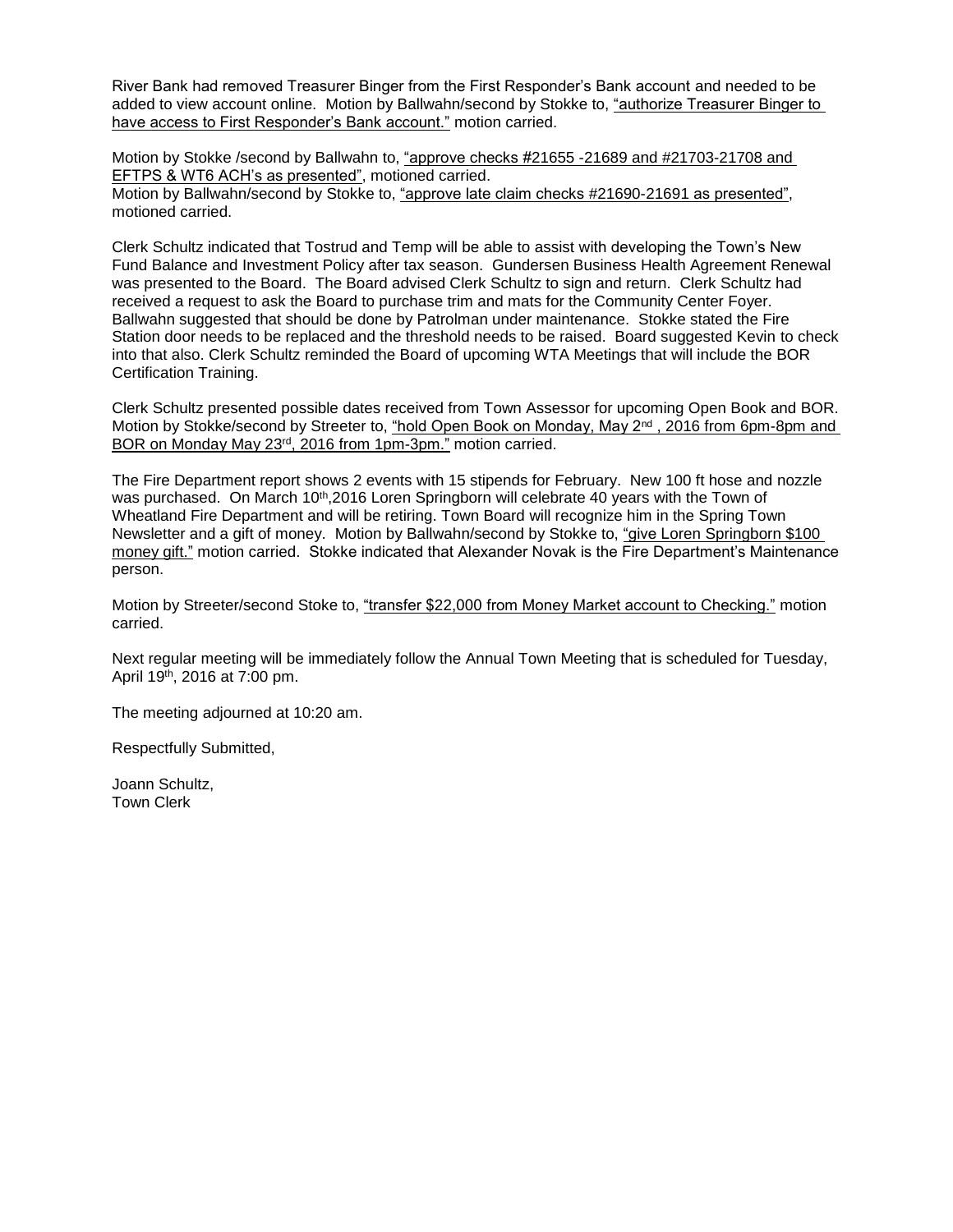River Bank had removed Treasurer Binger from the First Responder's Bank account and needed to be added to view account online. Motion by Ballwahn/second by Stokke to, "authorize Treasurer Binger to have access to First Responder's Bank account." motion carried.

Motion by Stokke /second by Ballwahn to, "approve checks #21655 -21689 and #21703-21708 and EFTPS & WT6 ACH's as presented", motioned carried.
Motion by Ballwahn/second by Stokke to, "approve late claim checks #21690-21691 as presented", motioned carried.

Clerk Schultz indicated that Tostrud and Temp will be able to assist with developing the Town's New Fund Balance and Investment Policy after tax season. Gundersen Business Health Agreement Renewal was presented to the Board. The Board advised Clerk Schultz to sign and return. Clerk Schultz had received a request to ask the Board to purchase trim and mats for the Community Center Foyer. Ballwahn suggested that should be done by Patrolman under maintenance. Stokke stated the Fire Station door needs to be replaced and the threshold needs to be raised. Board suggested Kevin to check into that also. Clerk Schultz reminded the Board of upcoming WTA Meetings that will include the BOR Certification Training.

Clerk Schultz presented possible dates received from Town Assessor for upcoming Open Book and BOR. Motion by Stokke/second by Streeter to, "hold Open Book on Monday, May 2nd , 2016 from 6pm-8pm and BOR on Monday May 23rd, 2016 from 1pm-3pm." motion carried.

The Fire Department report shows 2 events with 15 stipends for February. New 100 ft hose and nozzle was purchased. On March 10th,2016 Loren Springborn will celebrate 40 years with the Town of Wheatland Fire Department and will be retiring. Town Board will recognize him in the Spring Town Newsletter and a gift of money. Motion by Ballwahn/second by Stokke to, "give Loren Springborn $100 money gift." motion carried. Stokke indicated that Alexander Novak is the Fire Department's Maintenance person.

Motion by Streeter/second Stoke to, "transfer $22,000 from Money Market account to Checking." motion carried.

Next regular meeting will be immediately follow the Annual Town Meeting that is scheduled for Tuesday, April 19th, 2016 at 7:00 pm.

The meeting adjourned at 10:20 am.

Respectfully Submitted,

Joann Schultz,
Town Clerk